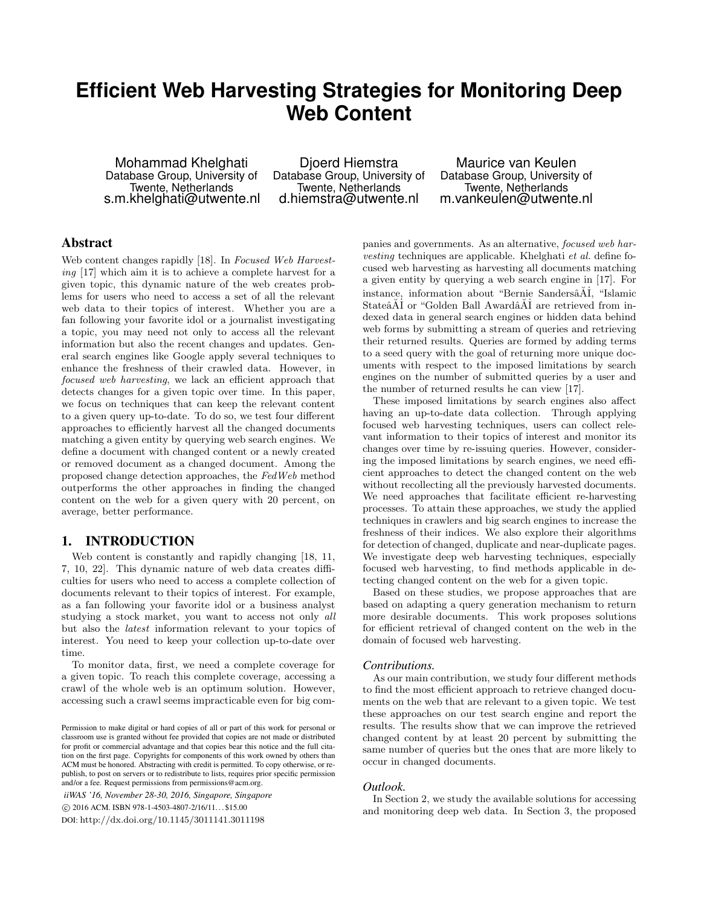# Efficient Web Harvesting Strategies for Monitoring Deep Web Content

Mohammad Khelghati
Database Group, University of Twente, Netherlands
s.m.khelghati@utwente.nl

Djoerd Hiemstra
Database Group, University of Twente, Netherlands
d.hiemstra@utwente.nl

Maurice van Keulen
Database Group, University of Twente, Netherlands
m.vankeulen@utwente.nl

## Abstract

Web content changes rapidly [18]. In *Focused Web Harvesting* [17] which aim it is to achieve a complete harvest for a given topic, this dynamic nature of the web creates problems for users who need to access a set of all the relevant web data to their topics of interest. Whether you are a fan following your favorite idol or a journalist investigating a topic, you may need not only to access all the relevant information but also the recent changes and updates. General search engines like Google apply several techniques to enhance the freshness of their crawled data. However, in *focused web harvesting*, we lack an efficient approach that detects changes for a given topic over time. In this paper, we focus on techniques that can keep the relevant content to a given query up-to-date. To do so, we test four different approaches to efficiently harvest all the changed documents matching a given entity by querying web search engines. We define a document with changed content or a newly created or removed document as a changed document. Among the proposed change detection approaches, the *FedWeb* method outperforms the other approaches in finding the changed content on the web for a given query with 20 percent, on average, better performance.

## 1. INTRODUCTION

Web content is constantly and rapidly changing [18, 11, 7, 10, 22]. This dynamic nature of web data creates difficulties for users who need to access a complete collection of documents relevant to their topics of interest. For example, as a fan following your favorite idol or a business analyst studying a stock market, you want to access not only *all* but also the *latest* information relevant to your topics of interest. You need to keep your collection up-to-date over time.

To monitor data, first, we need a complete coverage for a given topic. To reach this complete coverage, accessing a crawl of the whole web is an optimum solution. However, accessing such a crawl seems impracticable even for big companies and governments. As an alternative, *focused web harvesting* techniques are applicable. Khelghati *et al.* define focused web harvesting as harvesting all documents matching a given entity by querying a web search engine in [17]. For instance, information about "Bernie SandersâĂİ, "Islamic StateâĂİ or "Golden Ball AwardâĂİ are retrieved from indexed data in general search engines or hidden data behind web forms by submitting a stream of queries and retrieving their returned results. Queries are formed by adding terms to a seed query with the goal of returning more unique documents with respect to the imposed limitations by search engines on the number of submitted queries by a user and the number of returned results he can view [17].

These imposed limitations by search engines also affect having an up-to-date data collection. Through applying focused web harvesting techniques, users can collect relevant information to their topics of interest and monitor its changes over time by re-issuing queries. However, considering the imposed limitations by search engines, we need efficient approaches to detect the changed content on the web without recollecting all the previously harvested documents. We need approaches that facilitate efficient re-harvesting processes. To attain these approaches, we study the applied techniques in crawlers and big search engines to increase the freshness of their indices. We also explore their algorithms for detection of changed, duplicate and near-duplicate pages. We investigate deep web harvesting techniques, especially focused web harvesting, to find methods applicable in detecting changed content on the web for a given topic.

Based on these studies, we propose approaches that are based on adapting a query generation mechanism to return more desirable documents. This work proposes solutions for efficient retrieval of changed content on the web in the domain of focused web harvesting.

### *Contributions.*

As our main contribution, we study four different methods to find the most efficient approach to retrieve changed documents on the web that are relevant to a given topic. We test these approaches on our test search engine and report the results. The results show that we can improve the retrieved changed content by at least 20 percent by submitting the same number of queries but the ones that are more likely to occur in changed documents.

### *Outlook.*

In Section 2, we study the available solutions for accessing and monitoring deep web data. In Section 3, the proposed

Permission to make digital or hard copies of all or part of this work for personal or classroom use is granted without fee provided that copies are not made or distributed for profit or commercial advantage and that copies bear this notice and the full citation on the first page. Copyrights for components of this work owned by others than ACM must be honored. Abstracting with credit is permitted. To copy otherwise, or republish, to post on servers or to redistribute to lists, requires prior specific permission and/or a fee. Request permissions from permissions@acm.org.

*iiWAS '16, November 28-30, 2016, Singapore, Singapore*
© 2016 ACM. ISBN 978-1-4503-4807-2/16/11...$15.00
DOI: http://dx.doi.org/10.1145/3011141.3011198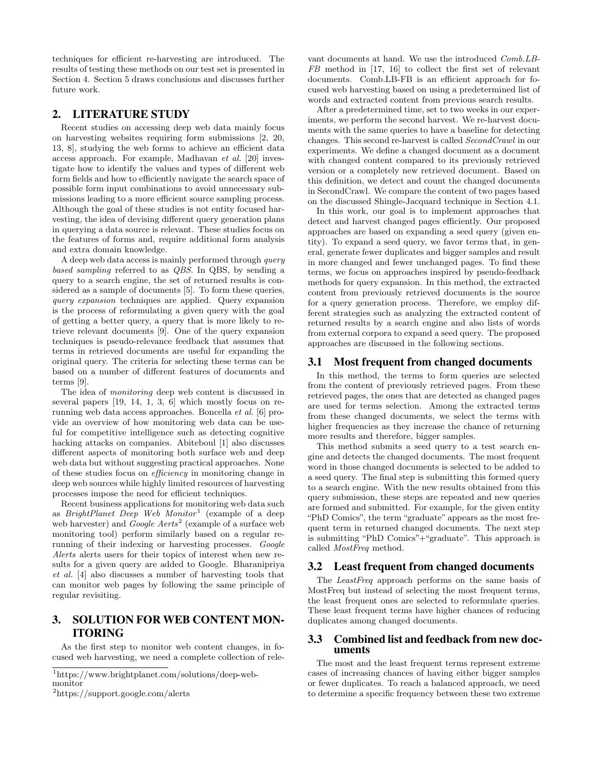techniques for efficient re-harvesting are introduced. The results of testing these methods on our test set is presented in Section 4. Section 5 draws conclusions and discusses further future work.

## 2. LITERATURE STUDY

Recent studies on accessing deep web data mainly focus on harvesting websites requiring form submissions [2, 20, 13, 8], studying the web forms to achieve an efficient data access approach. For example, Madhavan *et al.* [20] investigate how to identify the values and types of different web form fields and how to efficiently navigate the search space of possible form input combinations to avoid unnecessary submissions leading to a more efficient source sampling process. Although the goal of these studies is not entity focused harvesting, the idea of devising different query generation plans in querying a data source is relevant. These studies focus on the features of forms and, require additional form analysis and extra domain knowledge.

A deep web data access is mainly performed through *query based sampling* referred to as *QBS*. In QBS, by sending a query to a search engine, the set of returned results is considered as a sample of documents [5]. To form these queries, *query expansion* techniques are applied. Query expansion is the process of reformulating a given query with the goal of getting a better query, a query that is more likely to retrieve relevant documents [9]. One of the query expansion techniques is pseudo-relevance feedback that assumes that terms in retrieved documents are useful for expanding the original query. The criteria for selecting these terms can be based on a number of different features of documents and terms [9].

The idea of *monitoring* deep web content is discussed in several papers [19, 14, 1, 3, 6] which mostly focus on rerunning web data access approaches. Boncella *et al.* [6] provide an overview of how monitoring web data can be useful for competitive intelligence such as detecting cognitive hacking attacks on companies. Abiteboul [1] also discusses different aspects of monitoring both surface web and deep web data but without suggesting practical approaches. None of these studies focus on *efficiency* in monitoring change in deep web sources while highly limited resources of harvesting processes impose the need for efficient techniques.

Recent business applications for monitoring web data such as *BrightPlanet Deep Web Monitor*[1] (example of a deep web harvester) and *Google Aerts*[2] (example of a surface web monitoring tool) perform similarly based on a regular rerunning of their indexing or harvesting processes. *Google Alerts* alerts users for their topics of interest when new results for a given query are added to Google. Bharanipriya *et al.* [4] also discusses a number of harvesting tools that can monitor web pages by following the same principle of regular revisiting.

## 3. SOLUTION FOR WEB CONTENT MONITORING

As the first step to monitor web content changes, in focused web harvesting, we need a complete collection of relevant documents at hand. We use the introduced *Comb.LB-FB* method in [17, 16] to collect the first set of relevant documents. Comb.LB-FB is an efficient approach for focused web harvesting based on using a predetermined list of words and extracted content from previous search results.

After a predetermined time, set to two weeks in our experiments, we perform the second harvest. We re-harvest documents with the same queries to have a baseline for detecting changes. This second re-harvest is called *SecondCrawl* in our experiments. We define a changed document as a document with changed content compared to its previously retrieved version or a completely new retrieved document. Based on this definition, we detect and count the changed documents in SecondCrawl. We compare the content of two pages based on the discussed Shingle-Jacquard technique in Section 4.1.

In this work, our goal is to implement approaches that detect and harvest changed pages efficiently. Our proposed approaches are based on expanding a seed query (given entity). To expand a seed query, we favor terms that, in general, generate fewer duplicates and bigger samples and result in more changed and fewer unchanged pages. To find these terms, we focus on approaches inspired by pseudo-feedback methods for query expansion. In this method, the extracted content from previously retrieved documents is the source for a query generation process. Therefore, we employ different strategies such as analyzing the extracted content of returned results by a search engine and also lists of words from external corpora to expand a seed query. The proposed approaches are discussed in the following sections.

### 3.1 Most frequent from changed documents

In this method, the terms to form queries are selected from the content of previously retrieved pages. From these retrieved pages, the ones that are detected as changed pages are used for terms selection. Among the extracted terms from these changed documents, we select the terms with higher frequencies as they increase the chance of returning more results and therefore, bigger samples.

This method submits a seed query to a test search engine and detects the changed documents. The most frequent word in those changed documents is selected to be added to a seed query. The final step is submitting this formed query to a search engine. With the new results obtained from this query submission, these steps are repeated and new queries are formed and submitted. For example, for the given entity "PhD Comics", the term "graduate" appears as the most frequent term in returned changed documents. The next step is submitting "PhD Comics"+"graduate". This approach is called *MostFreq* method.

### 3.2 Least frequent from changed documents

The *LeastFreq* approach performs on the same basis of MostFreq but instead of selecting the most frequent terms, the least frequent ones are selected to reformulate queries. These least frequent terms have higher chances of reducing duplicates among changed documents.

### 3.3 Combined list and feedback from new documents

The most and the least frequent terms represent extreme cases of increasing chances of having either bigger samples or fewer duplicates. To reach a balanced approach, we need to determine a specific frequency between these two extreme

[1]https://www.brightplanet.com/solutions/deep-web-monitor

[2]https://support.google.com/alerts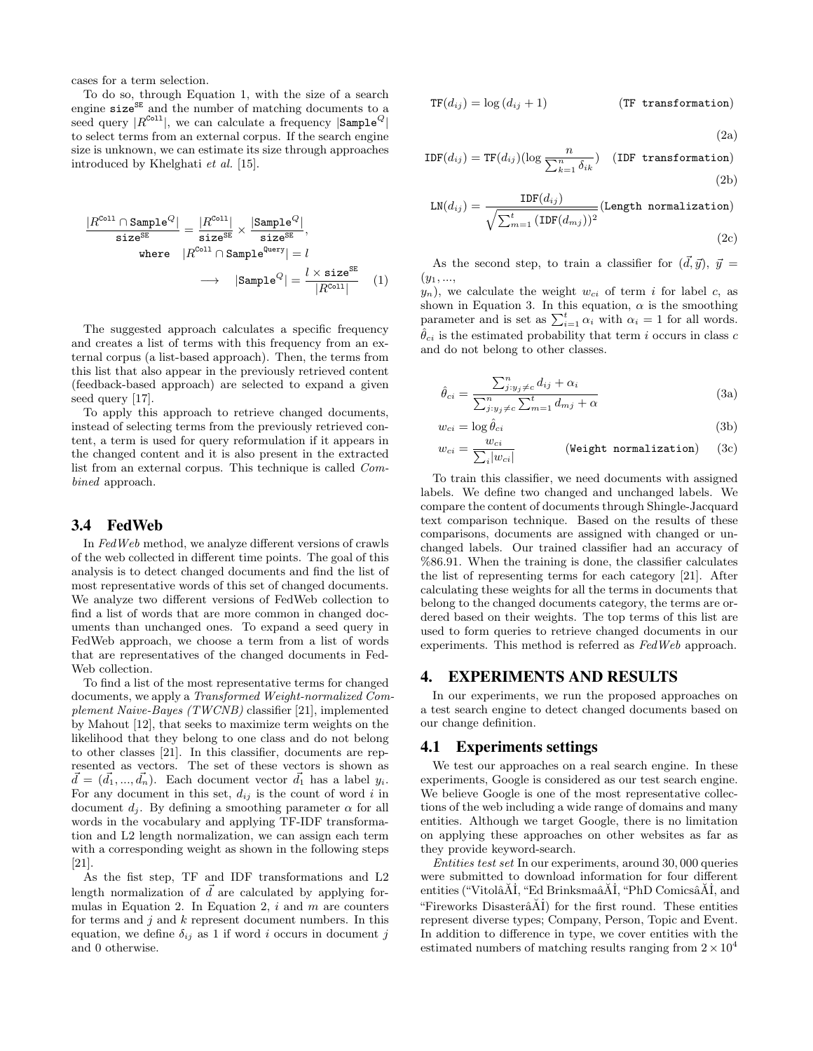cases for a term selection.

To do so, through Equation 1, with the size of a search engine $\mathtt{size}^{\mathtt{SE}}$ and the number of matching documents to a seed query $|R^{\mathtt{Coll}}|$, we can calculate a frequency $|\mathtt{Sample}^{Q}|$ to select terms from an external corpus. If the search engine size is unknown, we can estimate its size through approaches introduced by Khelghati *et al.* [15].

$$\frac{|R^{\mathtt{Coll}} \cap \mathtt{Sample}^{Q}|}{\mathtt{size}^{\mathtt{SE}}} = \frac{|R^{\mathtt{Coll}}|}{\mathtt{size}^{\mathtt{SE}}} \times \frac{|\mathtt{Sample}^{Q}|}{\mathtt{size}^{\mathtt{SE}}},$$
$$\mathtt{where} \quad |R^{\mathtt{Coll}} \cap \mathtt{Sample}^{\mathtt{Query}}| = l$$
$$\longrightarrow \quad |\mathtt{Sample}^{Q}| = \frac{l \times \mathtt{size}^{\mathtt{SE}}}{|R^{\mathtt{Coll}}|} \quad (1)$$

The suggested approach calculates a specific frequency and creates a list of terms with this frequency from an external corpus (a list-based approach). Then, the terms from this list that also appear in the previously retrieved content (feedback-based approach) are selected to expand a given seed query [17].

To apply this approach to retrieve changed documents, instead of selecting terms from the previously retrieved content, a term is used for query reformulation if it appears in the changed content and it is also present in the extracted list from an external corpus. This technique is called *Combined* approach.

### 3.4 FedWeb

In *FedWeb* method, we analyze different versions of crawls of the web collected in different time points. The goal of this analysis is to detect changed documents and find the list of most representative words of this set of changed documents. We analyze two different versions of FedWeb collection to find a list of words that are more common in changed documents than unchanged ones. To expand a seed query in FedWeb approach, we choose a term from a list of words that are representatives of the changed documents in FedWeb collection.

To find a list of the most representative terms for changed documents, we apply a *Transformed Weight-normalized Complement Naive-Bayes (TWCNB)* classifier [21], implemented by Mahout [12], that seeks to maximize term weights on the likelihood that they belong to one class and do not belong to other classes [21]. In this classifier, documents are represented as vectors. The set of these vectors is shown as $\vec{d} = (\vec{d_1}, ..., \vec{d_n})$. Each document vector $\vec{d_1}$ has a label $y_i$. For any document in this set, $d_{ij}$ is the count of word $i$ in document $d_j$. By defining a smoothing parameter $\alpha$ for all words in the vocabulary and applying TF-IDF transformation and L2 length normalization, we can assign each term with a corresponding weight as shown in the following steps [21].

As the fist step, TF and IDF transformations and L2 length normalization of $\vec{d}$ are calculated by applying formulas in Equation 2. In Equation 2, $i$ and $m$ are counters for terms and $j$ and $k$ represent document numbers. In this equation, we define $\delta_{ij}$ as 1 if word $i$ occurs in document $j$ and 0 otherwise.

$$\mathtt{TF}(d_{ij}) = \log(d_{ij} + 1) \qquad (\mathtt{TF\ transformation}) \quad (2a)$$

$$\mathtt{IDF}(d_{ij}) = \mathtt{TF}(d_{ij})(\log \frac{n}{\sum_{k=1}^{n} \delta_{ik}}) \quad (\mathtt{IDF\ transformation}) \quad (2b)$$

$$\mathtt{LN}(d_{ij}) = \frac{\mathtt{IDF}(d_{ij})}{\sqrt{\sum_{m=1}^{t} (\mathtt{IDF}(d_{mj}))^2}} (\mathtt{Length\ normalization}) \quad (2c)$$

As the second step, to train a classifier for $(\vec{d}, \vec{y})$, $\vec{y} = (y_1, ..., y_n)$, we calculate the weight $w_{ci}$ of term $i$ for label $c$, as shown in Equation 3. In this equation, $\alpha$ is the smoothing parameter and is set as $\sum_{i=1}^{t} \alpha_i$ with $\alpha_i = 1$ for all words. $\hat{\theta}_{ci}$ is the estimated probability that term $i$ occurs in class $c$ and do not belong to other classes.

$$\hat{\theta}_{ci} = \frac{\sum_{j:y_j \neq c}^{n} d_{ij} + \alpha_i}{\sum_{j:y_j \neq c}^{n} \sum_{m=1}^{t} d_{mj} + \alpha} \quad (3a)$$

$$w_{ci} = \log \hat{\theta}_{ci} \quad (3b)$$

$$w_{ci} = \frac{w_{ci}}{\sum_i |w_{ci}|} \qquad (\mathtt{Weight\ normalization}) \quad (3c)$$

To train this classifier, we need documents with assigned labels. We define two changed and unchanged labels. We compare the content of documents through Shingle-Jacquard text comparison technique. Based on the results of these comparisons, documents are assigned with changed or unchanged labels. Our trained classifier had an accuracy of %86.91. When the training is done, the classifier calculates the list of representing terms for each category [21]. After calculating these weights for all the terms in documents that belong to the changed documents category, the terms are ordered based on their weights. The top terms of this list are used to form queries to retrieve changed documents in our experiments. This method is referred as *FedWeb* approach.

## 4. EXPERIMENTS AND RESULTS

In our experiments, we run the proposed approaches on a test search engine to detect changed documents based on our change definition.

### 4.1 Experiments settings

We test our approaches on a real search engine. In these experiments, Google is considered as our test search engine. We believe Google is one of the most representative collections of the web including a wide range of domains and many entities. Although we target Google, there is no limitation on applying these approaches on other websites as far as they provide keyword-search.

*Entities test set* In our experiments, around 30,000 queries were submitted to download information for four different entities (“VitolâĂİ, “Ed BrinksmaâĂİ, “PhD ComicsâĂİ, and “Fireworks DisasterâĂİ) for the first round. These entities represent diverse types; Company, Person, Topic and Event. In addition to difference in type, we cover entities with the estimated numbers of matching results ranging from $2 \times 10^4$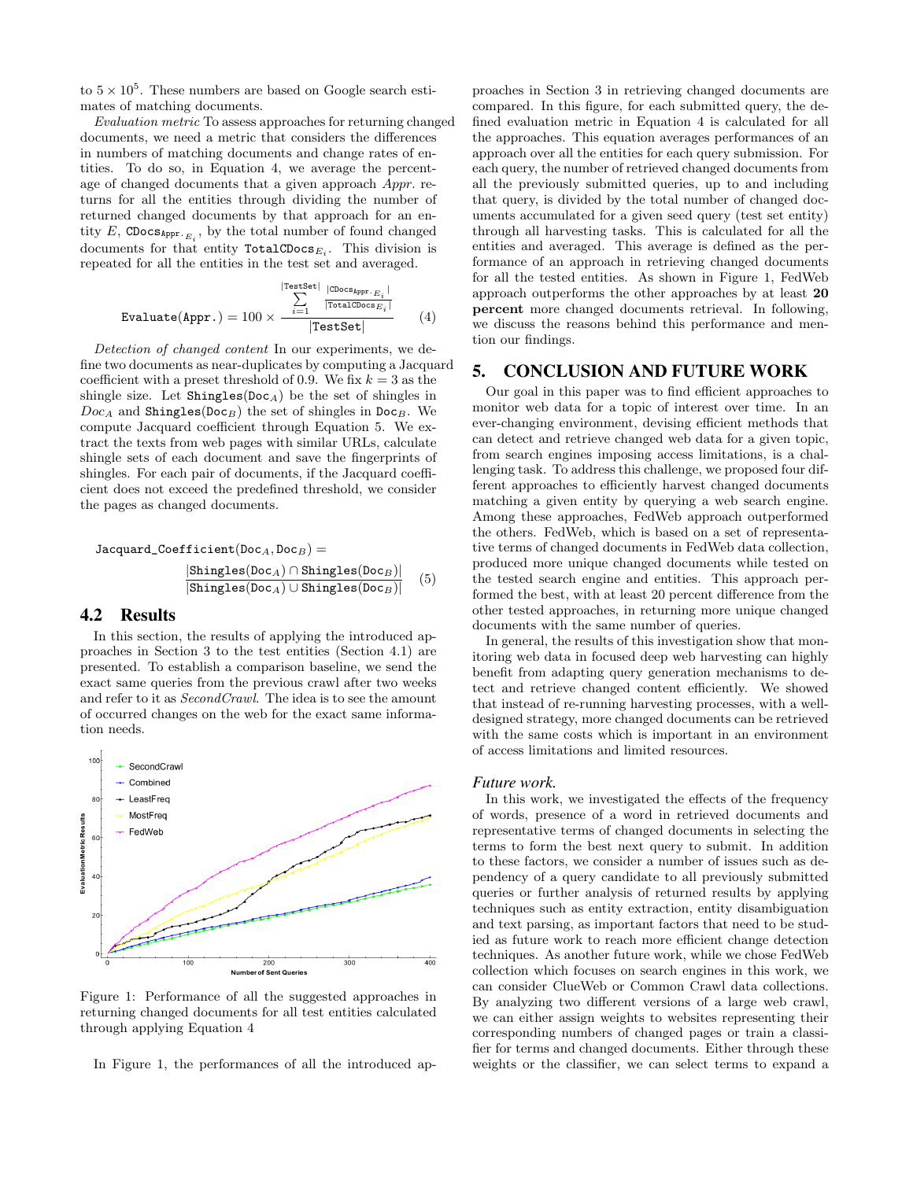to $5 \times 10^5$. These numbers are based on Google search estimates of matching documents.

*Evaluation metric* To assess approaches for returning changed documents, we need a metric that considers the differences in numbers of matching documents and change rates of entities. To do so, in Equation 4, we average the percentage of changed documents that a given approach *Appr.* returns for all the entities through dividing the number of returned changed documents by that approach for an entity $E$, $\texttt{CDocs}_{\texttt{Appr.}_{E_i}}$, by the total number of found changed documents for that entity $\texttt{TotalCDocs}_{E_i}$. This division is repeated for all the entities in the test set and averaged.

$$\texttt{Evaluate(Appr.)} = 100 \times \frac{\sum_{i=1}^{|\texttt{TestSet}|} \frac{|\texttt{CDocs}_{\texttt{Appr.}_{E_i}}|}{|\texttt{TotalCDocs}_{E_i}|}}{|\texttt{TestSet}|} \quad (4)$$

*Detection of changed content* In our experiments, we define two documents as near-duplicates by computing a Jacquard coefficient with a preset threshold of 0.9. We fix $k = 3$ as the shingle size. Let $\texttt{Shingles}(\texttt{Doc}_A)$ be the set of shingles in $Doc_A$ and $\texttt{Shingles}(\texttt{Doc}_B)$ the set of shingles in $\texttt{Doc}_B$. We compute Jacquard coefficient through Equation 5. We extract the texts from web pages with similar URLs, calculate shingle sets of each document and save the fingerprints of shingles. For each pair of documents, if the Jacquard coefficient does not exceed the predefined threshold, we consider the pages as changed documents.

$$\texttt{Jacquard\_Coefficient}(\texttt{Doc}_A, \texttt{Doc}_B) = \frac{|\texttt{Shingles}(\texttt{Doc}_A) \cap \texttt{Shingles}(\texttt{Doc}_B)|}{|\texttt{Shingles}(\texttt{Doc}_A) \cup \texttt{Shingles}(\texttt{Doc}_B)|} \quad (5)$$

## 4.2 Results

In this section, the results of applying the introduced approaches in Section 3 to the test entities (Section 4.1) are presented. To establish a comparison baseline, we send the exact same queries from the previous crawl after two weeks and refer to it as *SecondCrawl*. The idea is to see the amount of occurred changes on the web for the exact same information needs.

Figure 1: Performance of all the suggested approaches in returning changed documents for all test entities calculated through applying Equation 4

In Figure 1, the performances of all the introduced approaches in Section 3 in retrieving changed documents are compared. In this figure, for each submitted query, the defined evaluation metric in Equation 4 is calculated for all the approaches. This equation averages performances of an approach over all the entities for each query submission. For each query, the number of retrieved changed documents from all the previously submitted queries, up to and including that query, is divided by the total number of changed documents accumulated for a given seed query (test set entity) through all harvesting tasks. This is calculated for all the entities and averaged. This average is defined as the performance of an approach in retrieving changed documents for all the tested entities. As shown in Figure 1, FedWeb approach outperforms the other approaches by at least **20 percent** more changed documents retrieval. In following, we discuss the reasons behind this performance and mention our findings.

## 5. CONCLUSION AND FUTURE WORK

Our goal in this paper was to find efficient approaches to monitor web data for a topic of interest over time. In an ever-changing environment, devising efficient methods that can detect and retrieve changed web data for a given topic, from search engines imposing access limitations, is a challenging task. To address this challenge, we proposed four different approaches to efficiently harvest changed documents matching a given entity by querying a web search engine. Among these approaches, FedWeb approach outperformed the others. FedWeb, which is based on a set of representative terms of changed documents in FedWeb data collection, produced more unique changed documents while tested on the tested search engine and entities. This approach performed the best, with at least 20 percent difference from the other tested approaches, in returning more unique changed documents with the same number of queries.

In general, the results of this investigation show that monitoring web data in focused deep web harvesting can highly benefit from adapting query generation mechanisms to detect and retrieve changed content efficiently. We showed that instead of re-running harvesting processes, with a well-designed strategy, more changed documents can be retrieved with the same costs which is important in an environment of access limitations and limited resources.

### *Future work.*

In this work, we investigated the effects of the frequency of words, presence of a word in retrieved documents and representative terms of changed documents in selecting the terms to form the best next query to submit. In addition to these factors, we consider a number of issues such as dependency of a query candidate to all previously submitted queries or further analysis of returned results by applying techniques such as entity extraction, entity disambiguation and text parsing, as important factors that need to be studied as future work to reach more efficient change detection techniques. As another future work, while we chose FedWeb collection which focuses on search engines in this work, we can consider ClueWeb or Common Crawl data collections. By analyzing two different versions of a large web crawl, we can either assign weights to websites representing their corresponding numbers of changed pages or train a classifier for terms and changed documents. Either through these weights or the classifier, we can select terms to expand a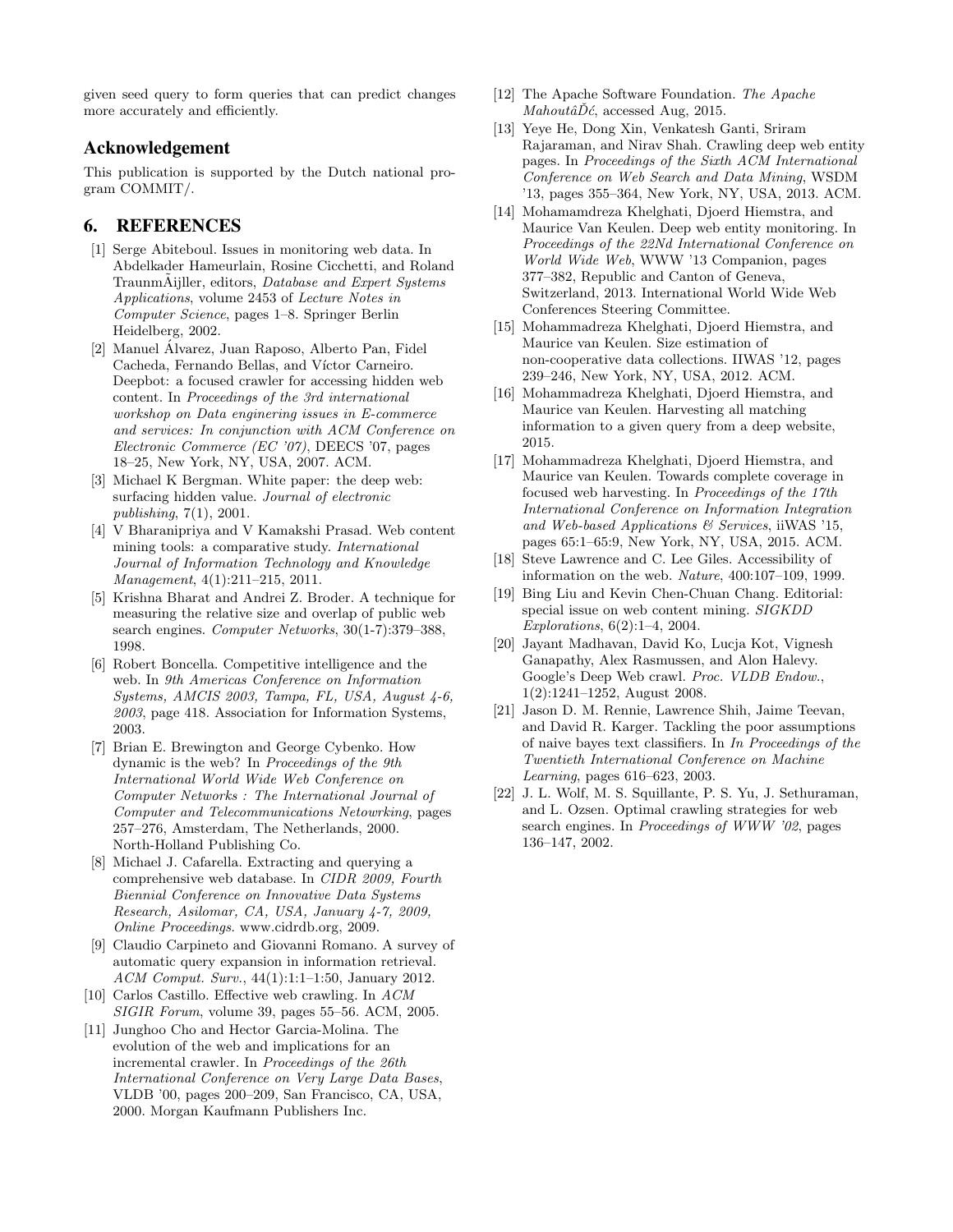given seed query to form queries that can predict changes more accurately and efficiently.

## Acknowledgement

This publication is supported by the Dutch national program COMMIT/.

## 6. REFERENCES

[1] Serge Abiteboul. Issues in monitoring web data. In Abdelkader Hameurlain, Rosine Cicchetti, and Roland TraunmÃijller, editors, *Database and Expert Systems Applications*, volume 2453 of *Lecture Notes in Computer Science*, pages 1–8. Springer Berlin Heidelberg, 2002.

[2] Manuel Álvarez, Juan Raposo, Alberto Pan, Fidel Cacheda, Fernando Bellas, and Víctor Carneiro. Deepbot: a focused crawler for accessing hidden web content. In *Proceedings of the 3rd international workshop on Data enginering issues in E-commerce and services: In conjunction with ACM Conference on Electronic Commerce (EC '07)*, DEECS '07, pages 18–25, New York, NY, USA, 2007. ACM.

[3] Michael K Bergman. White paper: the deep web: surfacing hidden value. *Journal of electronic publishing*, 7(1), 2001.

[4] V Bharanipriya and V Kamakshi Prasad. Web content mining tools: a comparative study. *International Journal of Information Technology and Knowledge Management*, 4(1):211–215, 2011.

[5] Krishna Bharat and Andrei Z. Broder. A technique for measuring the relative size and overlap of public web search engines. *Computer Networks*, 30(1-7):379–388, 1998.

[6] Robert Boncella. Competitive intelligence and the web. In *9th Americas Conference on Information Systems, AMCIS 2003, Tampa, FL, USA, August 4-6, 2003*, page 418. Association for Information Systems, 2003.

[7] Brian E. Brewington and George Cybenko. How dynamic is the web? In *Proceedings of the 9th International World Wide Web Conference on Computer Networks : The International Journal of Computer and Telecommunications Netowrking*, pages 257–276, Amsterdam, The Netherlands, 2000. North-Holland Publishing Co.

[8] Michael J. Cafarella. Extracting and querying a comprehensive web database. In *CIDR 2009, Fourth Biennial Conference on Innovative Data Systems Research, Asilomar, CA, USA, January 4-7, 2009, Online Proceedings*. www.cidrdb.org, 2009.

[9] Claudio Carpineto and Giovanni Romano. A survey of automatic query expansion in information retrieval. *ACM Comput. Surv.*, 44(1):1:1–1:50, January 2012.

[10] Carlos Castillo. Effective web crawling. In *ACM SIGIR Forum*, volume 39, pages 55–56. ACM, 2005.

[11] Junghoo Cho and Hector Garcia-Molina. The evolution of the web and implications for an incremental crawler. In *Proceedings of the 26th International Conference on Very Large Data Bases*, VLDB '00, pages 200–209, San Francisco, CA, USA, 2000. Morgan Kaufmann Publishers Inc.

[12] The Apache Software Foundation. *The Apache MahoutâĎć*, accessed Aug, 2015.

[13] Yeye He, Dong Xin, Venkatesh Ganti, Sriram Rajaraman, and Nirav Shah. Crawling deep web entity pages. In *Proceedings of the Sixth ACM International Conference on Web Search and Data Mining*, WSDM '13, pages 355–364, New York, NY, USA, 2013. ACM.

[14] Mohamamdreza Khelghati, Djoerd Hiemstra, and Maurice Van Keulen. Deep web entity monitoring. In *Proceedings of the 22Nd International Conference on World Wide Web*, WWW '13 Companion, pages 377–382, Republic and Canton of Geneva, Switzerland, 2013. International World Wide Web Conferences Steering Committee.

[15] Mohammadreza Khelghati, Djoerd Hiemstra, and Maurice van Keulen. Size estimation of non-cooperative data collections. IIWAS '12, pages 239–246, New York, NY, USA, 2012. ACM.

[16] Mohammadreza Khelghati, Djoerd Hiemstra, and Maurice van Keulen. Harvesting all matching information to a given query from a deep website, 2015.

[17] Mohammadreza Khelghati, Djoerd Hiemstra, and Maurice van Keulen. Towards complete coverage in focused web harvesting. In *Proceedings of the 17th International Conference on Information Integration and Web-based Applications & Services*, iiWAS '15, pages 65:1–65:9, New York, NY, USA, 2015. ACM.

[18] Steve Lawrence and C. Lee Giles. Accessibility of information on the web. *Nature*, 400:107–109, 1999.

[19] Bing Liu and Kevin Chen-Chuan Chang. Editorial: special issue on web content mining. *SIGKDD Explorations*, 6(2):1–4, 2004.

[20] Jayant Madhavan, David Ko, Lucja Kot, Vignesh Ganapathy, Alex Rasmussen, and Alon Halevy. Google's Deep Web crawl. *Proc. VLDB Endow.*, 1(2):1241–1252, August 2008.

[21] Jason D. M. Rennie, Lawrence Shih, Jaime Teevan, and David R. Karger. Tackling the poor assumptions of naive bayes text classifiers. In *In Proceedings of the Twentieth International Conference on Machine Learning*, pages 616–623, 2003.

[22] J. L. Wolf, M. S. Squillante, P. S. Yu, J. Sethuraman, and L. Ozsen. Optimal crawling strategies for web search engines. In *Proceedings of WWW '02*, pages 136–147, 2002.